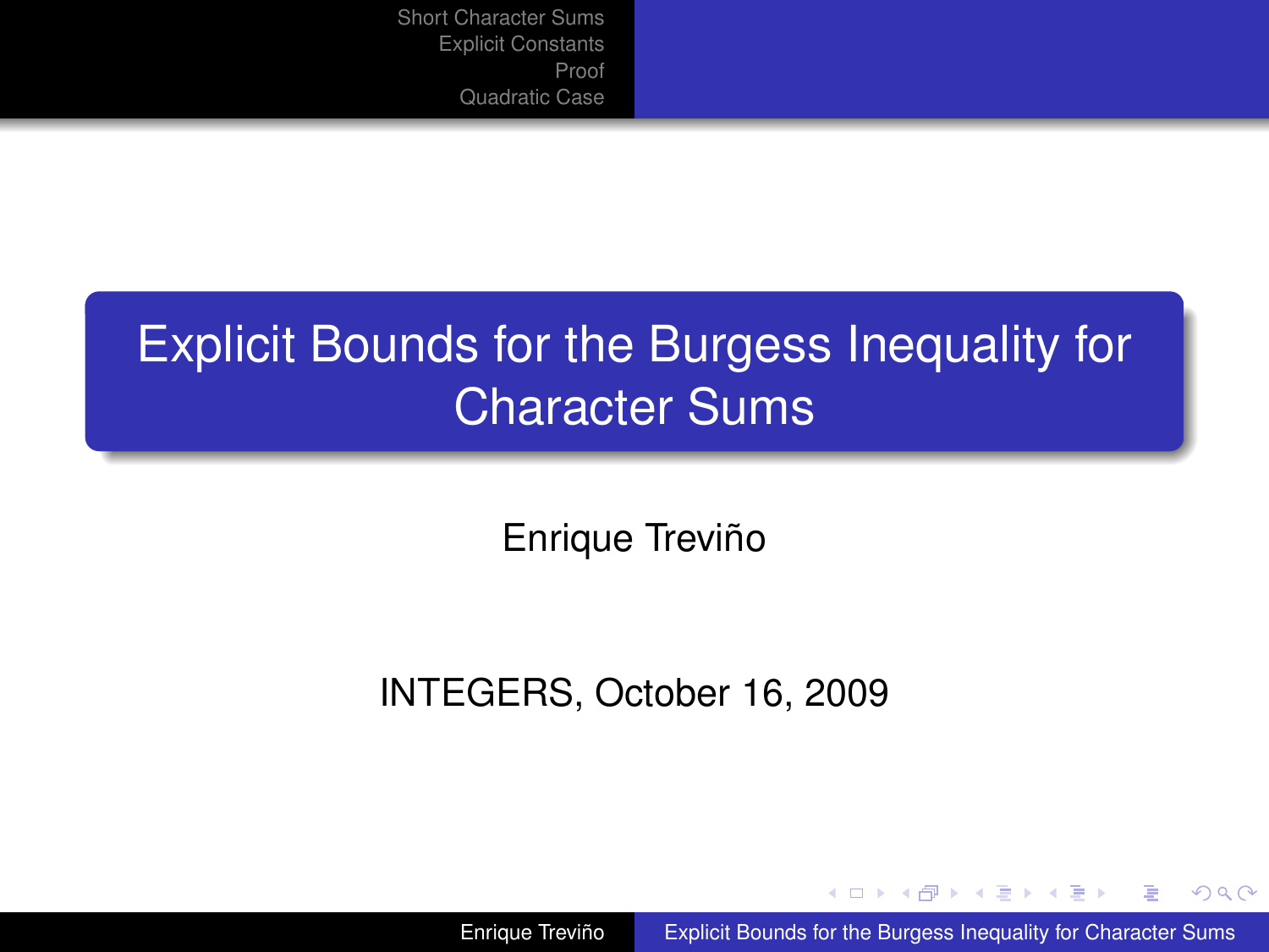# Explicit Bounds for the Burgess Inequality for Character Sums

Enrique Treviño

INTEGERS, October 16, 2009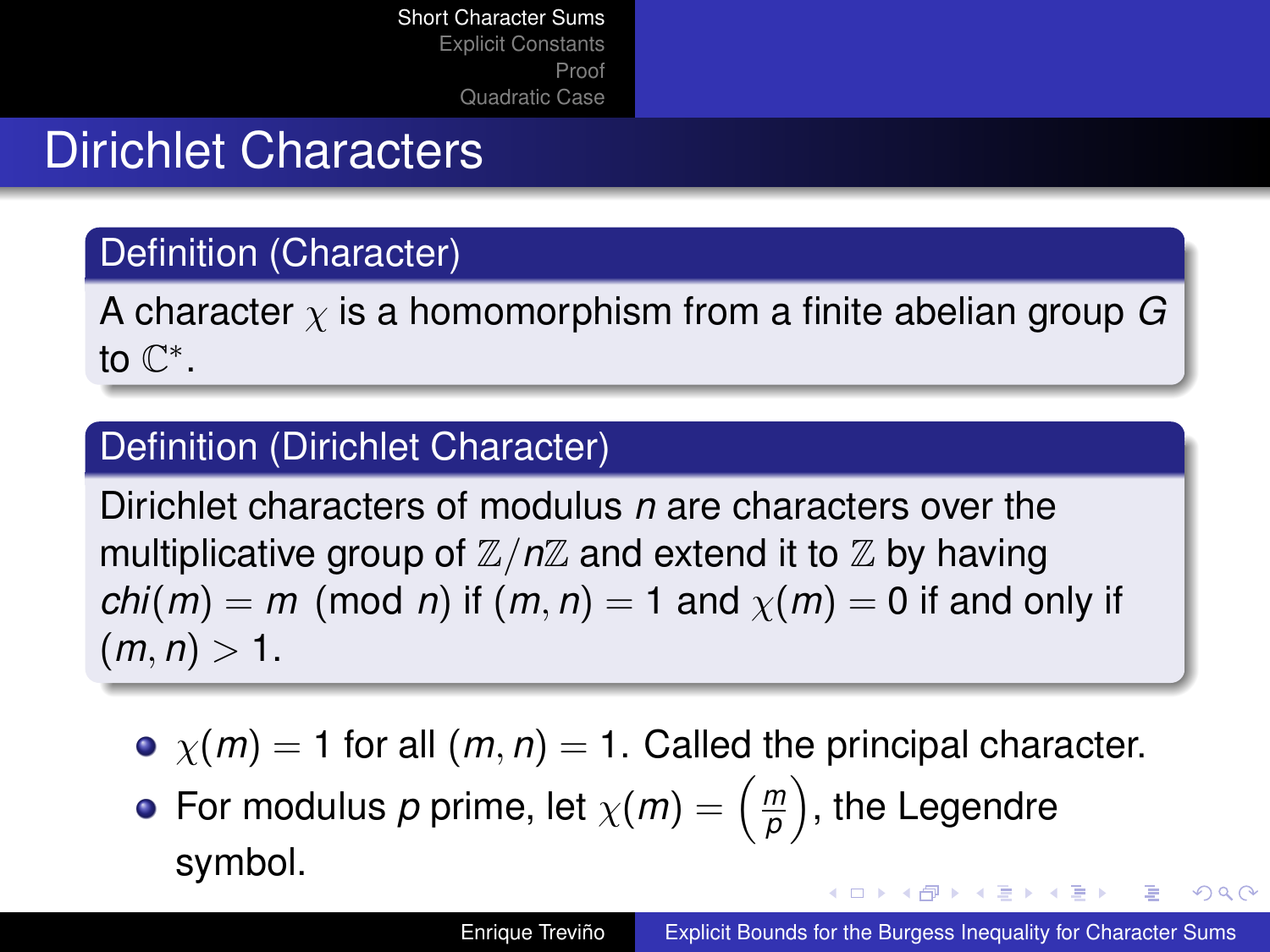# Dirichlet Characters

**Definition (Character)**

A character $\chi$ is a homomorphism from a finite abelian group $G$ to $\mathbb{C}^*$.

**Definition (Dirichlet Character)**

Dirichlet characters of modulus $n$ are characters over the multiplicative group of $\mathbb{Z}/n\mathbb{Z}$ and extend it to $\mathbb{Z}$ by having $chi(m) = m \pmod{n}$ if $(m, n) = 1$ and $\chi(m) = 0$ if and only if $(m, n) > 1$.

- $\chi(m) = 1$ for all $(m, n) = 1$. Called the principal character.
- For modulus $p$ prime, let $\chi(m) = \left(\frac{m}{p}\right)$, the Legendre symbol.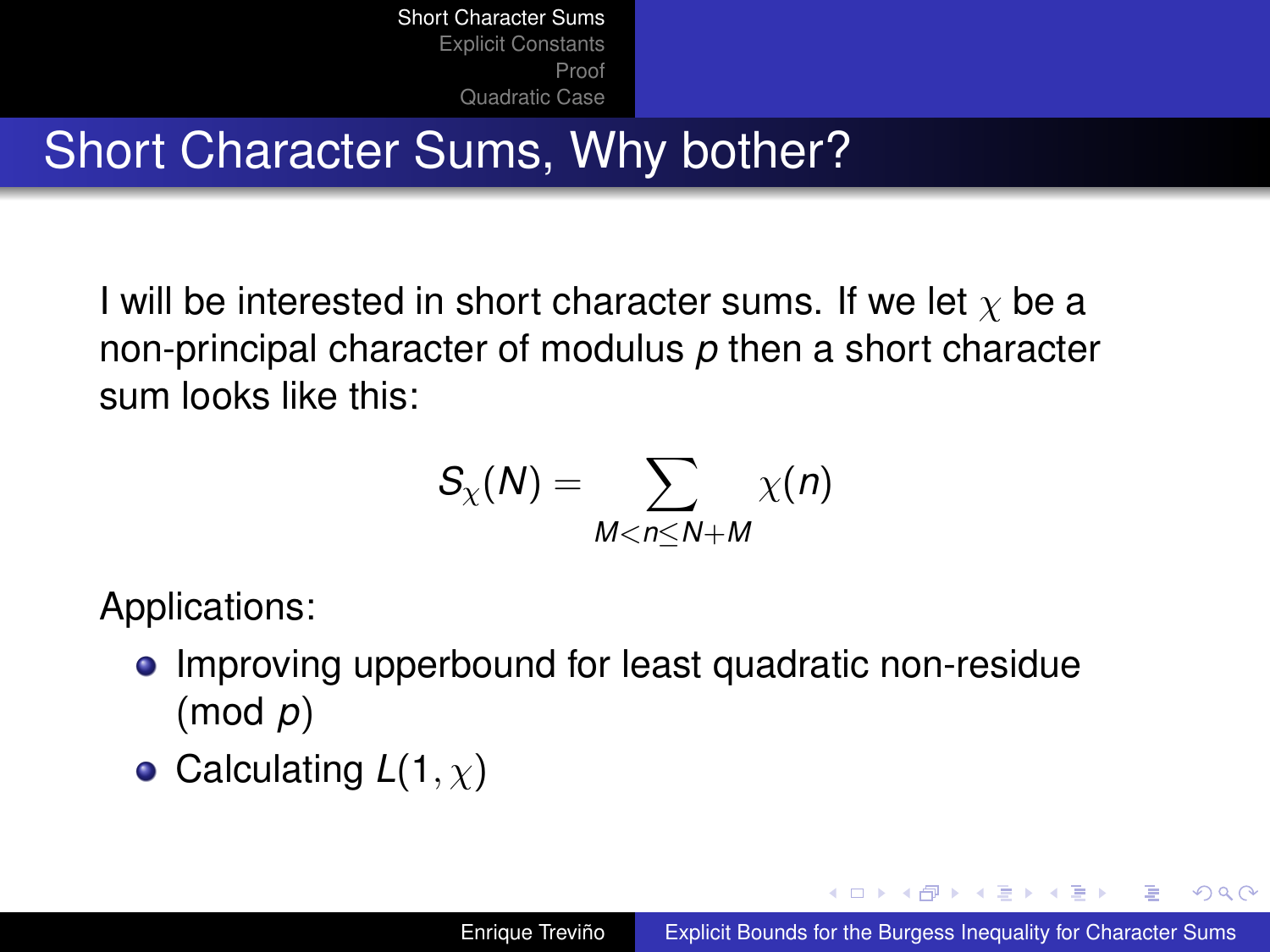# Short Character Sums, Why bother?

I will be interested in short character sums. If we let $\chi$ be a non-principal character of modulus $p$ then a short character sum looks like this:

$$S_\chi(N) = \sum_{M<n\leq N+M} \chi(n)$$

Applications:

- Improving upperbound for least quadratic non-residue (mod $p$)
- Calculating $L(1,\chi)$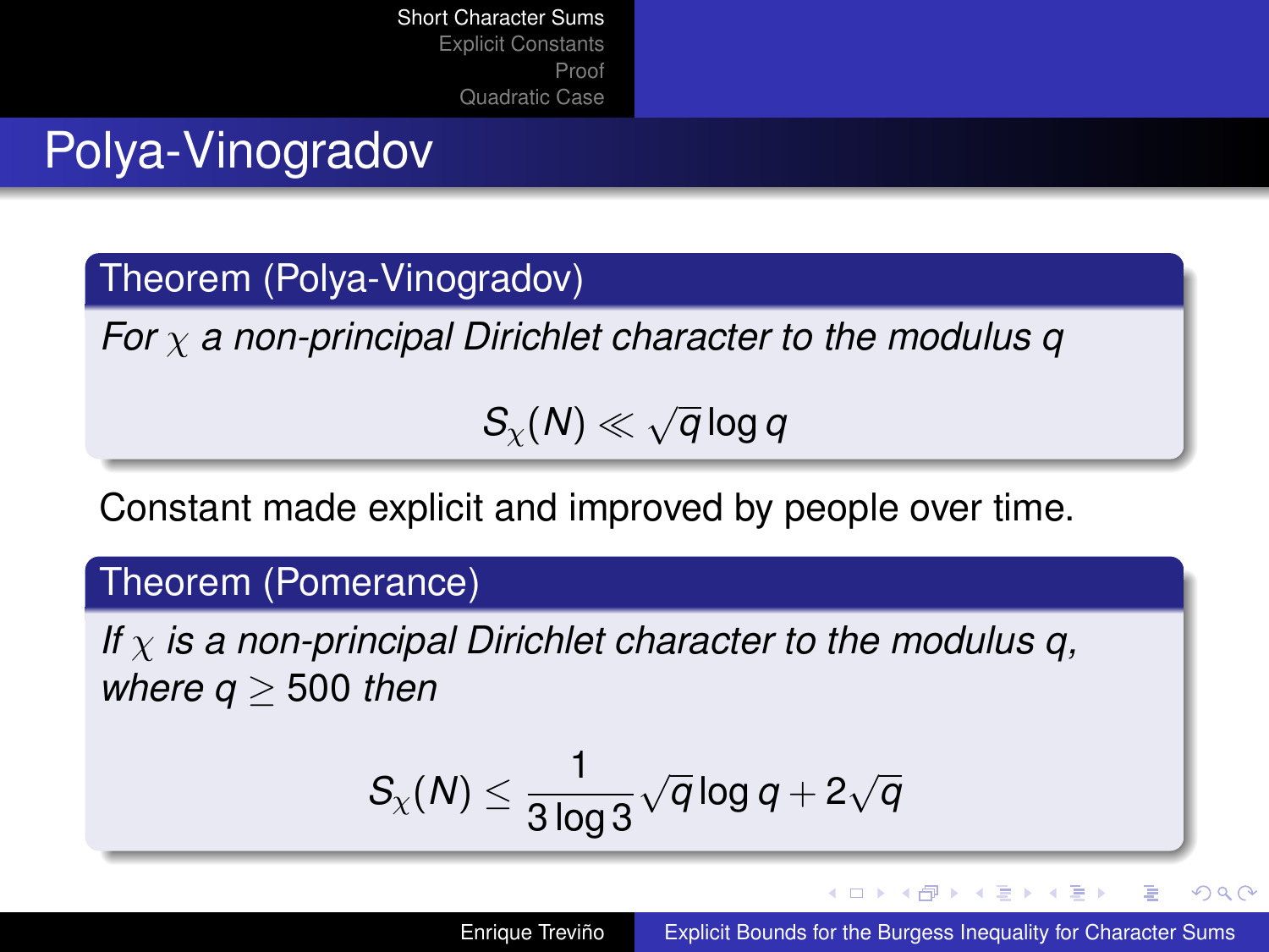# Polya-Vinogradov

**Theorem (Polya-Vinogradov)**

*For $\chi$ a non-principal Dirichlet character to the modulus $q$*

$$S_\chi(N) \ll \sqrt{q} \log q$$

Constant made explicit and improved by people over time.

**Theorem (Pomerance)**

*If $\chi$ is a non-principal Dirichlet character to the modulus $q$, where $q \geq 500$ then*

$$S_\chi(N) \leq \frac{1}{3 \log 3} \sqrt{q} \log q + 2\sqrt{q}$$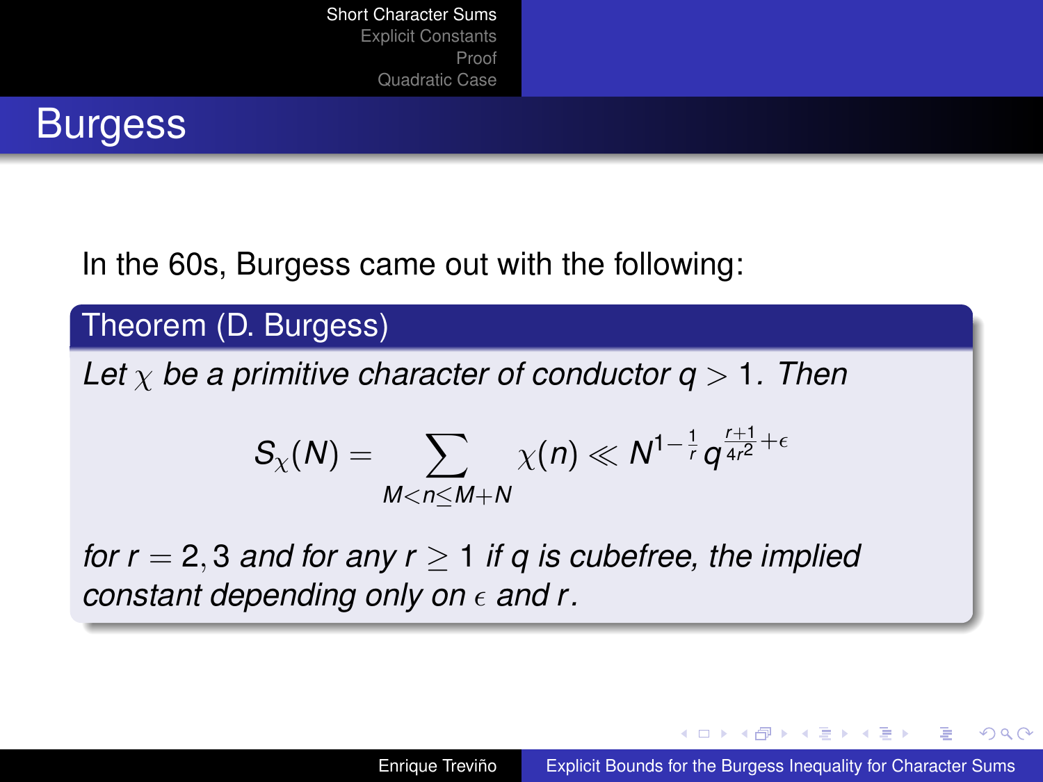# Burgess

In the 60s, Burgess came out with the following:

**Theorem (D. Burgess)**

*Let $\chi$ be a primitive character of conductor $q > 1$. Then*

$$S_\chi(N) = \sum_{M<n\leq M+N} \chi(n) \ll N^{1-\frac{1}{r}} q^{\frac{r+1}{4r^2}+\epsilon}$$

*for $r = 2, 3$ and for any $r \geq 1$ if $q$ is cubefree, the implied constant depending only on $\epsilon$ and $r$.*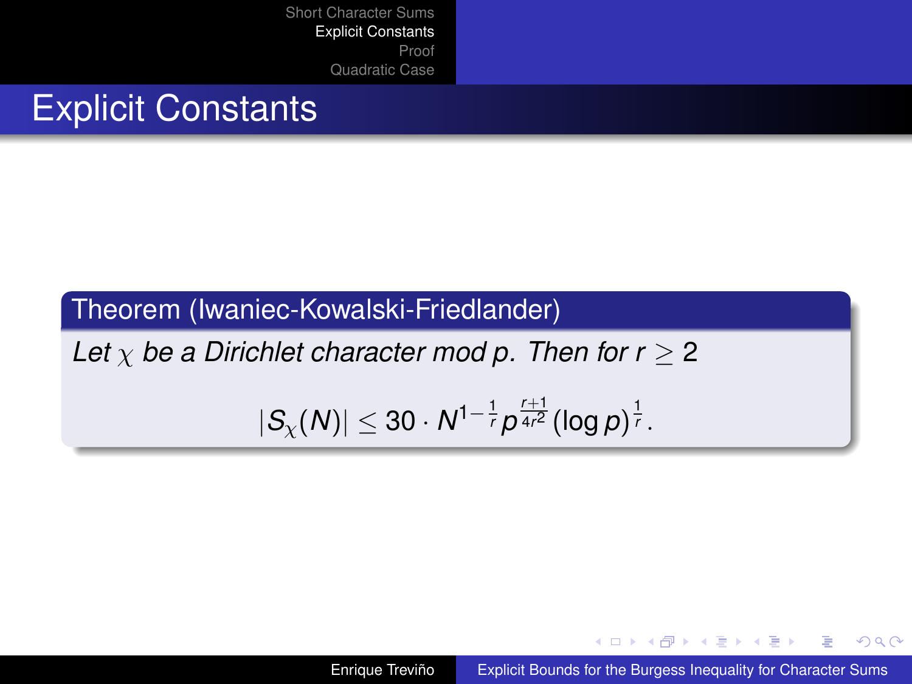# Explicit Constants

**Theorem (Iwaniec-Kowalski-Friedlander)**

*Let $\chi$ be a Dirichlet character mod $p$. Then for $r \geq 2$*

$$|S_\chi(N)| \leq 30 \cdot N^{1-\frac{1}{r}} p^{\frac{r+1}{4r^2}} (\log p)^{\frac{1}{r}}.$$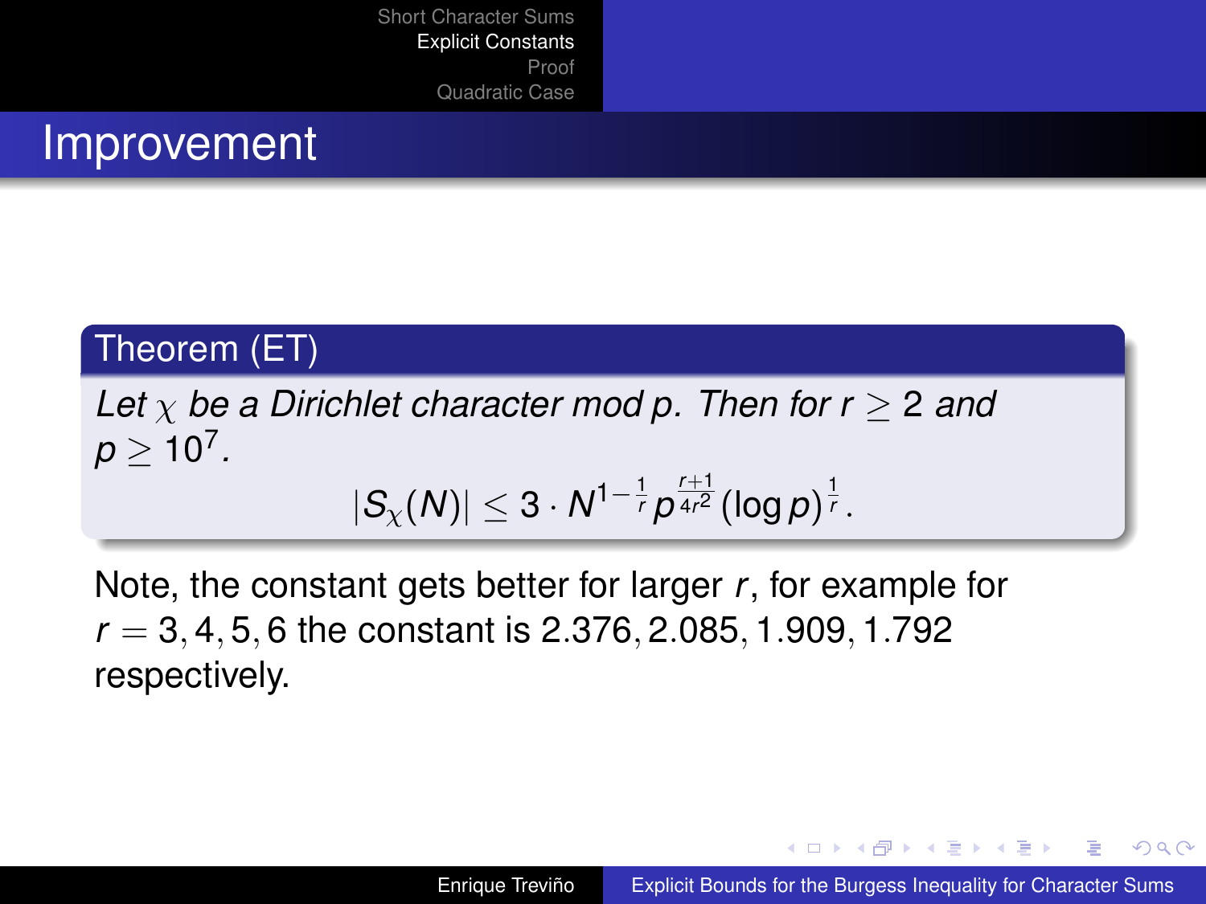# Improvement

**Theorem (ET)**

*Let $\chi$ be a Dirichlet character mod $p$. Then for $r \geq 2$ and $p \geq 10^7$.*

$$|S_\chi(N)| \leq 3 \cdot N^{1-\frac{1}{r}} p^{\frac{r+1}{4r^2}} (\log p)^{\frac{1}{r}}.$$

Note, the constant gets better for larger $r$, for example for $r = 3, 4, 5, 6$ the constant is $2.376, 2.085, 1.909, 1.792$ respectively.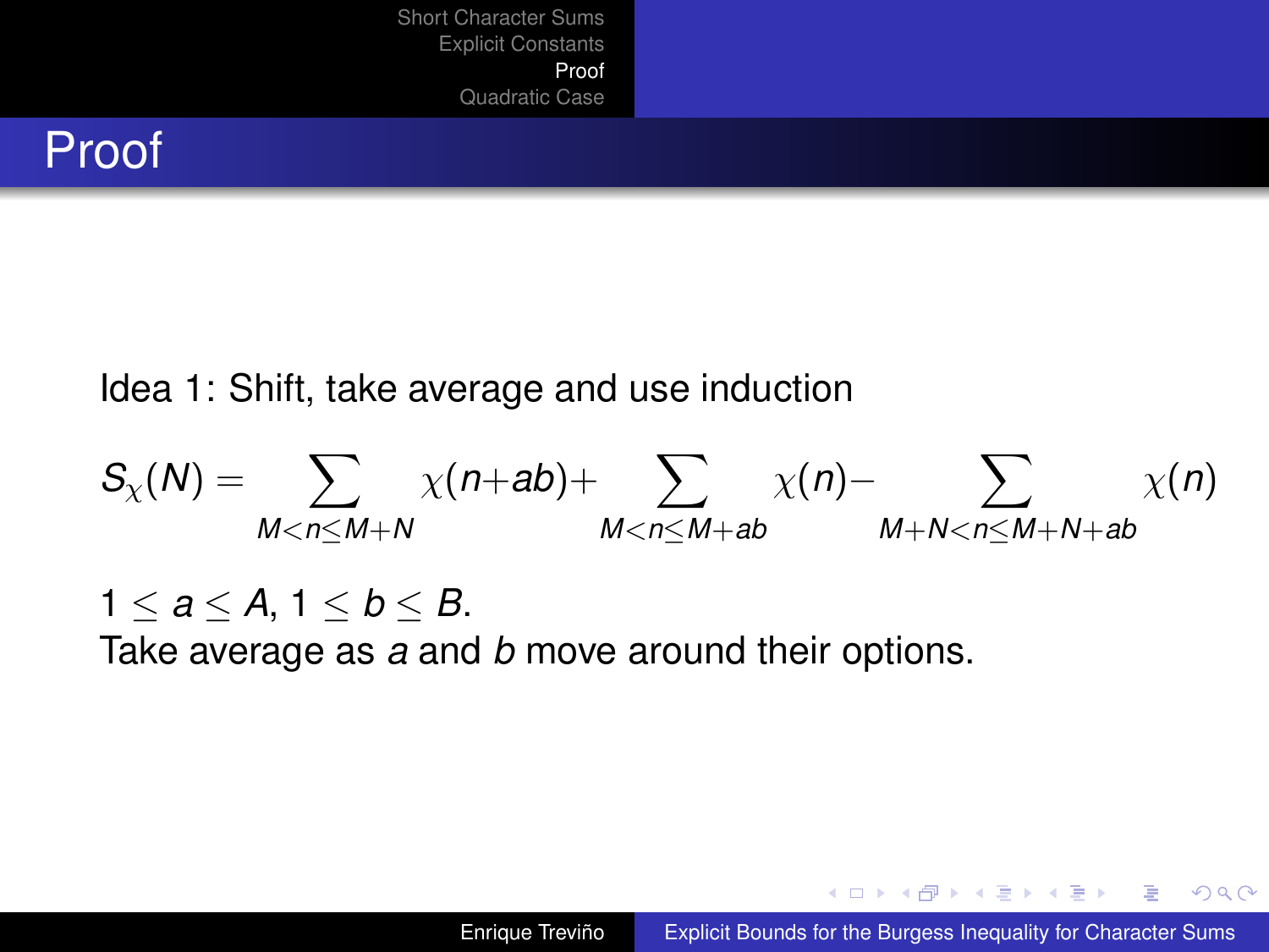# Proof

Idea 1: Shift, take average and use induction

$$S_\chi(N) = \sum_{M<n\leq M+N} \chi(n+ab) + \sum_{M<n\leq M+ab} \chi(n) - \sum_{M+N<n\leq M+N+ab} \chi(n)$$

$1 \leq a \leq A$, $1 \leq b \leq B$.
Take average as $a$ and $b$ move around their options.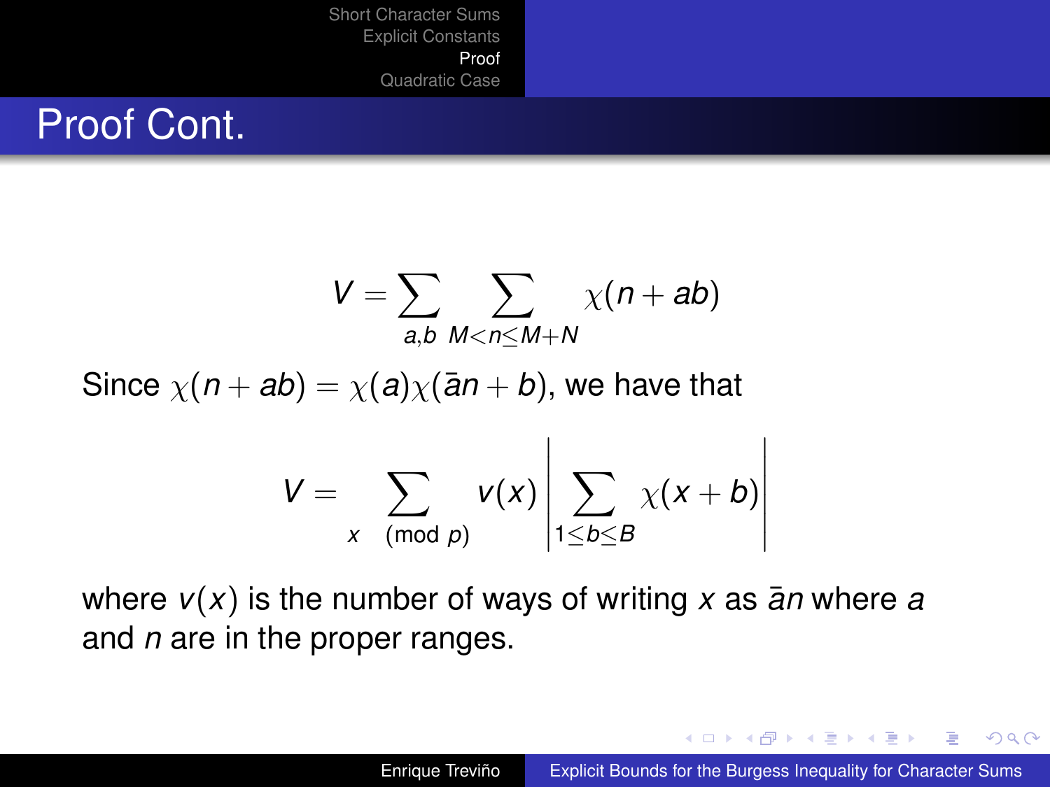# Proof Cont.

$$V = \sum_{a,b} \sum_{M<n\leq M+N} \chi(n+ab)$$

Since $\chi(n+ab) = \chi(a)\chi(\bar{a}n+b)$, we have that

$$V = \sum_{x \pmod p} v(x) \left| \sum_{1\leq b\leq B} \chi(x+b) \right|$$

where $v(x)$ is the number of ways of writing $x$ as $\bar{a}n$ where $a$ and $n$ are in the proper ranges.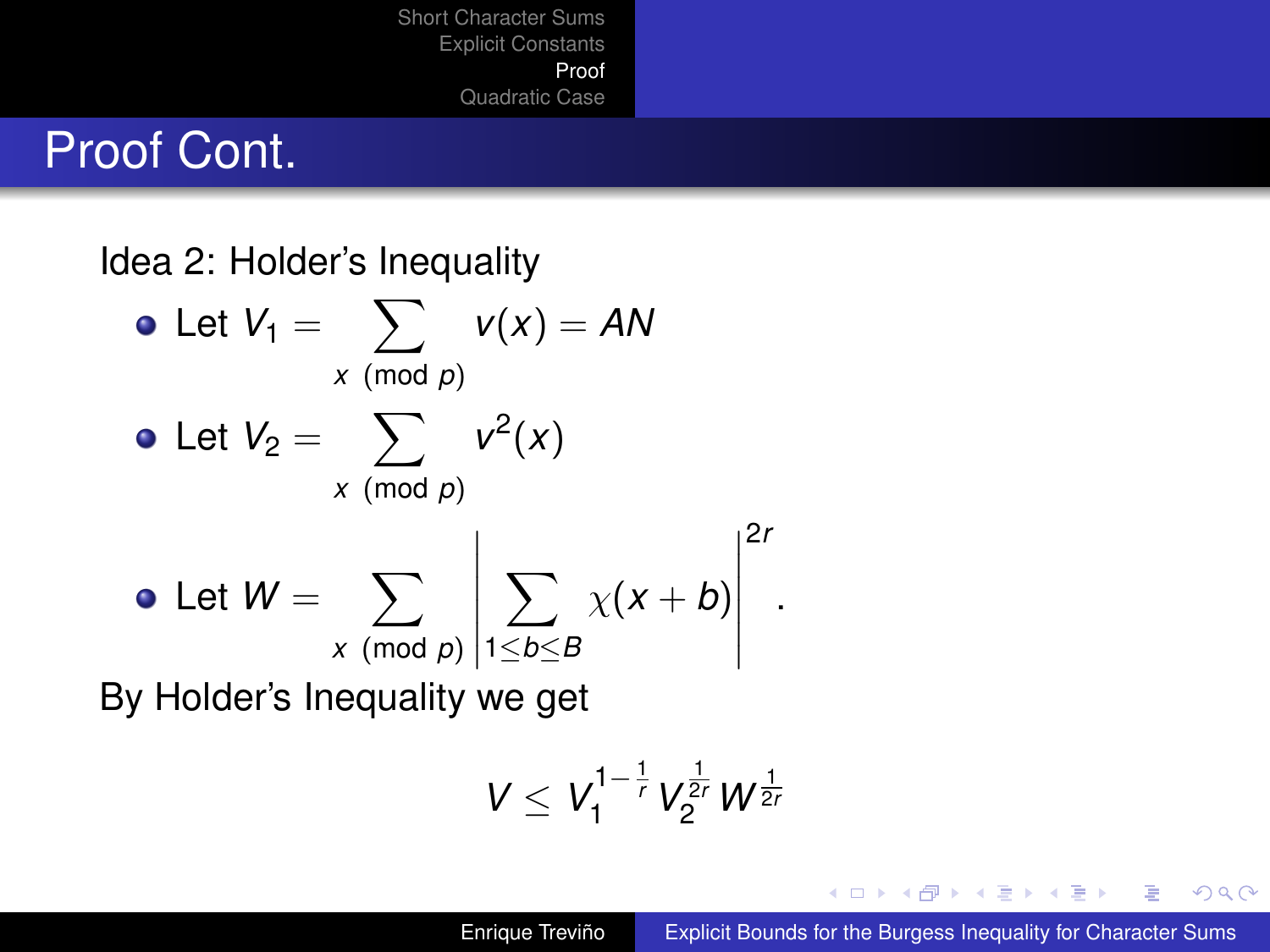# Proof Cont.

Idea 2: Holder's Inequality

- Let $V_1 = \sum_{x \pmod p} v(x) = AN$
- Let $V_2 = \sum_{x \pmod p} v^2(x)$
- Let $W = \sum_{x \pmod p} \left| \sum_{1 \leq b \leq B} \chi(x+b) \right|^{2r}$.

By Holder's Inequality we get

$$V \leq V_1^{1-\frac{1}{r}} V_2^{\frac{1}{2r}} W^{\frac{1}{2r}}$$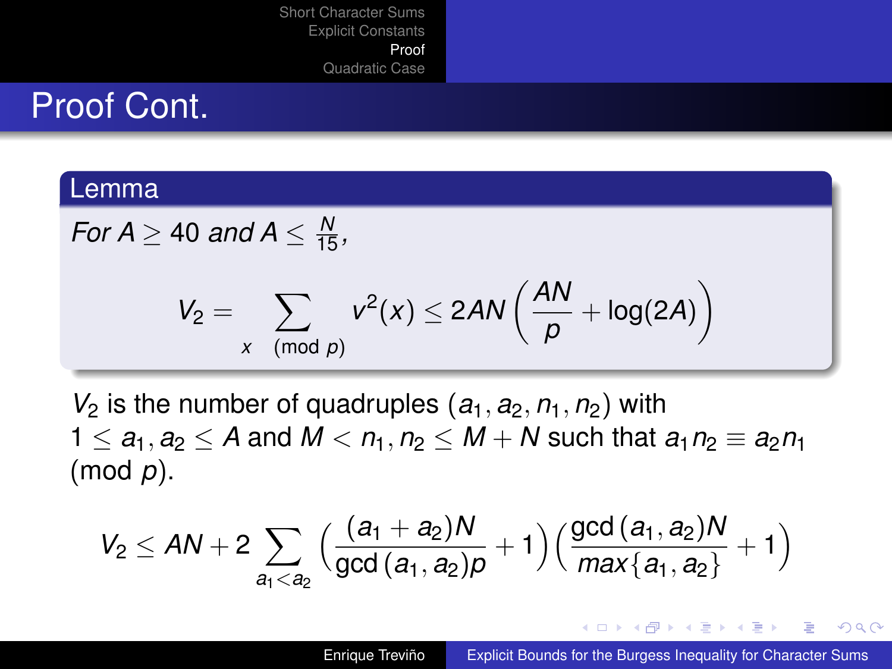## Proof Cont.

**Lemma**

*For $A \geq 40$ and $A \leq \frac{N}{15}$,*

$$V_2 = \sum_{x \pmod p} v^2(x) \leq 2AN\left(\frac{AN}{p} + \log(2A)\right)$$

$V_2$ is the number of quadruples $(a_1, a_2, n_1, n_2)$ with $1 \leq a_1, a_2 \leq A$ and $M < n_1, n_2 \leq M + N$ such that $a_1 n_2 \equiv a_2 n_1 \pmod p$.

$$V_2 \leq AN + 2\sum_{a_1 < a_2} \left(\frac{(a_1 + a_2)N}{\gcd(a_1, a_2)p} + 1\right)\left(\frac{\gcd(a_1, a_2)N}{max\{a_1, a_2\}} + 1\right)$$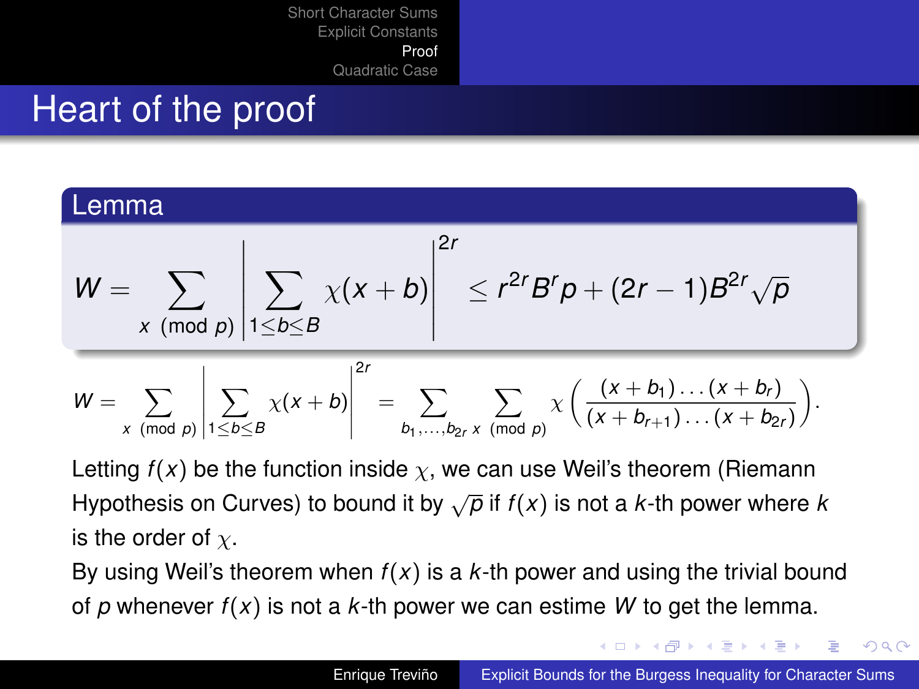# Heart of the proof

**Lemma**

$$W = \sum_{x \pmod p} \left| \sum_{1 \le b \le B} \chi(x+b) \right|^{2r} \le r^{2r} B^r p + (2r-1) B^{2r} \sqrt{p}$$

$$W = \sum_{x \pmod p} \left| \sum_{1 \le b \le B} \chi(x+b) \right|^{2r} = \sum_{b_1, \ldots, b_{2r}} \sum_{x \pmod p} \chi\left( \frac{(x+b_1)\ldots(x+b_r)}{(x+b_{r+1})\ldots(x+b_{2r})} \right).$$

Letting $f(x)$ be the function inside $\chi$, we can use Weil's theorem (Riemann Hypothesis on Curves) to bound it by $\sqrt{p}$ if $f(x)$ is not a $k$-th power where $k$ is the order of $\chi$.

By using Weil's theorem when $f(x)$ is a $k$-th power and using the trivial bound of $p$ whenever $f(x)$ is not a $k$-th power we can estime $W$ to get the lemma.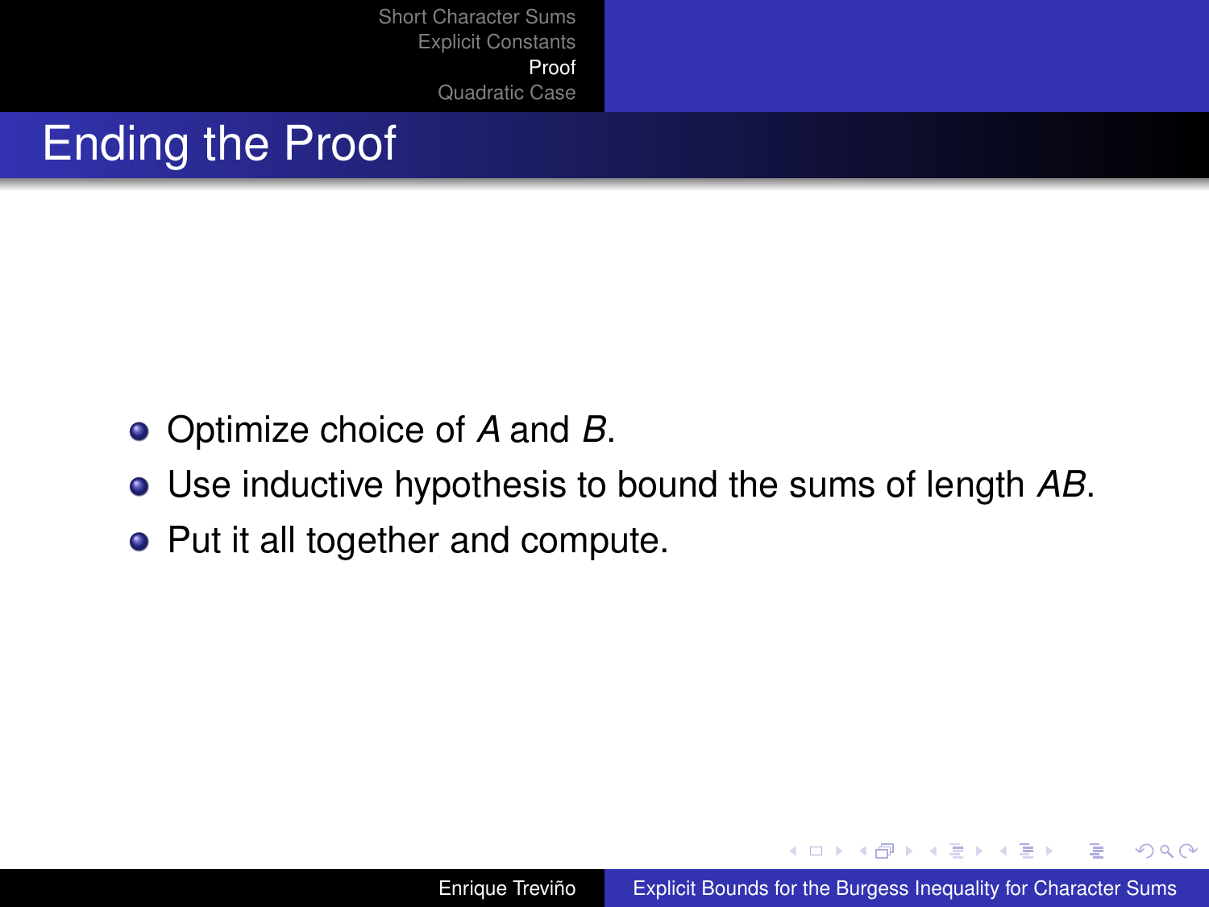## Ending the Proof

- Optimize choice of $A$ and $B$.
- Use inductive hypothesis to bound the sums of length $AB$.
- Put it all together and compute.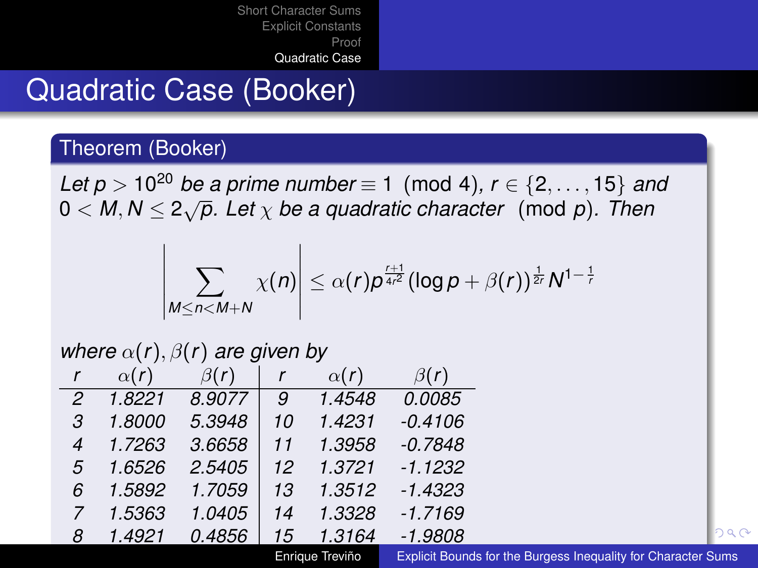# Quadratic Case (Booker)

## Theorem (Booker)

*Let $p > 10^{20}$ be a prime number $\equiv 1 \pmod 4$, $r \in \{2, \ldots, 15\}$ and $0 < M, N \leq 2\sqrt{p}$. Let $\chi$ be a quadratic character $\pmod p$. Then*

$$\left| \sum_{M \leq n < M+N} \chi(n) \right| \leq \alpha(r) p^{\frac{r+1}{4r^2}} (\log p + \beta(r))^{\frac{1}{2r}} N^{1-\frac{1}{r}}$$

*where $\alpha(r), \beta(r)$ are given by*

| $r$ | $\alpha(r)$ | $\beta(r)$ | $r$ | $\alpha(r)$ | $\beta(r)$ |
|---|---|---|---|---|---|
| 2 | 1.8221 | 8.9077 | 9 | 1.4548 | 0.0085 |
| 3 | 1.8000 | 5.3948 | 10 | 1.4231 | -0.4106 |
| 4 | 1.7263 | 3.6658 | 11 | 1.3958 | -0.7848 |
| 5 | 1.6526 | 2.5405 | 12 | 1.3721 | -1.1232 |
| 6 | 1.5892 | 1.7059 | 13 | 1.3512 | -1.4323 |
| 7 | 1.5363 | 1.0405 | 14 | 1.3328 | -1.7169 |
| 8 | 1.4921 | 0.4856 | 15 | 1.3164 | -1.9808 |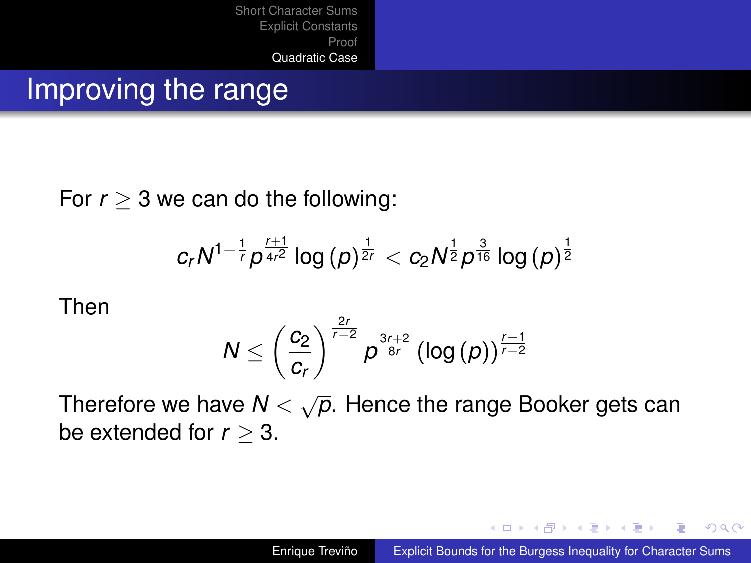## Improving the range

For $r \geq 3$ we can do the following:

$$c_r N^{1-\frac{1}{r}} p^{\frac{r+1}{4r^2}} \log(p)^{\frac{1}{2r}} < c_2 N^{\frac{1}{2}} p^{\frac{3}{16}} \log(p)^{\frac{1}{2}}$$

Then

$$N \leq \left(\frac{c_2}{c_r}\right)^{\frac{2r}{r-2}} p^{\frac{3r+2}{8r}} (\log(p))^{\frac{r-1}{r-2}}$$

Therefore we have $N < \sqrt{p}$. Hence the range Booker gets can be extended for $r \geq 3$.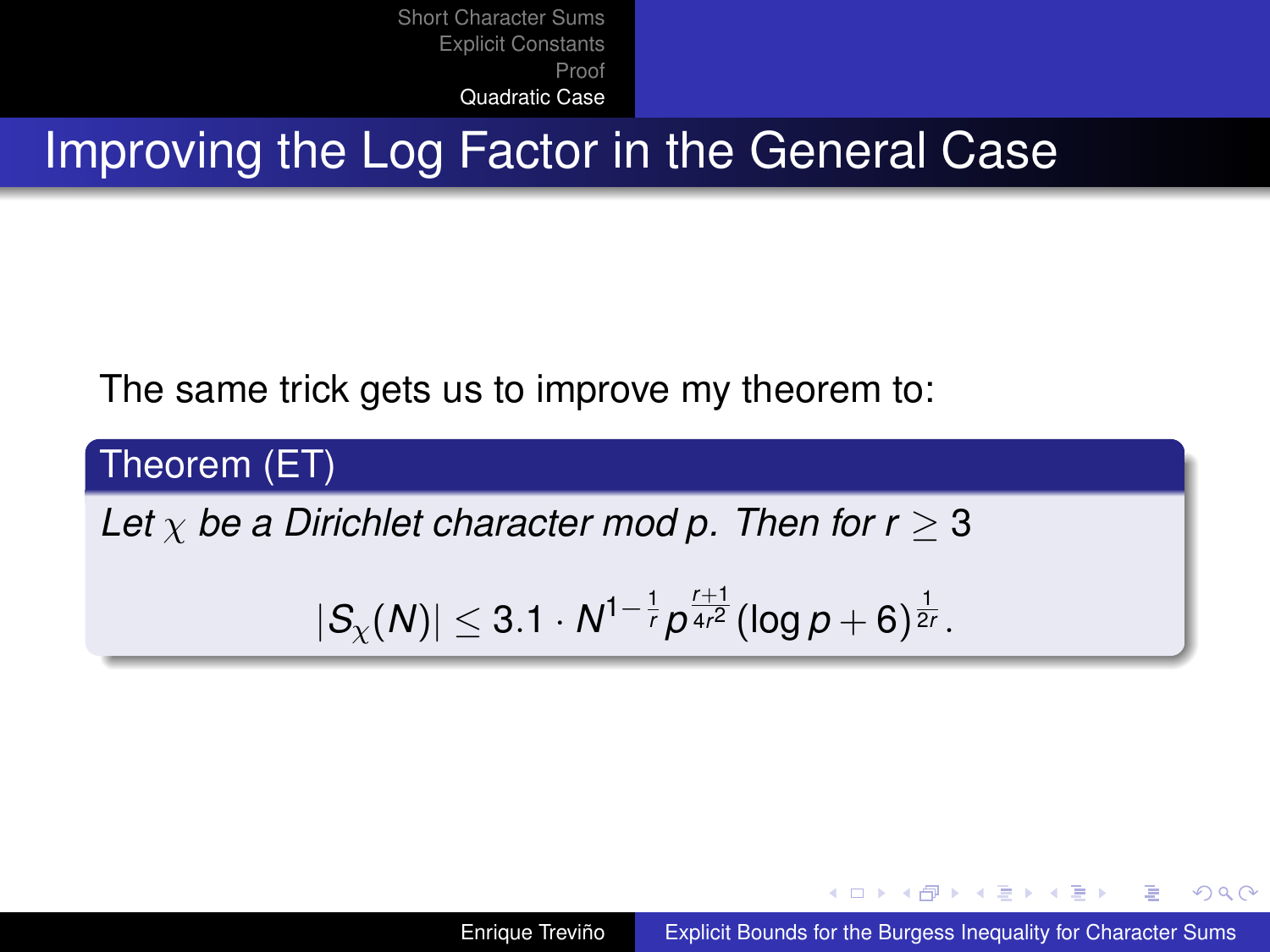## Improving the Log Factor in the General Case

The same trick gets us to improve my theorem to:

**Theorem (ET)**

*Let $\chi$ be a Dirichlet character mod $p$. Then for $r \geq 3$*

$$|S_\chi(N)| \leq 3.1 \cdot N^{1-\frac{1}{r}} p^{\frac{r+1}{4r^2}} (\log p + 6)^{\frac{1}{2r}}.$$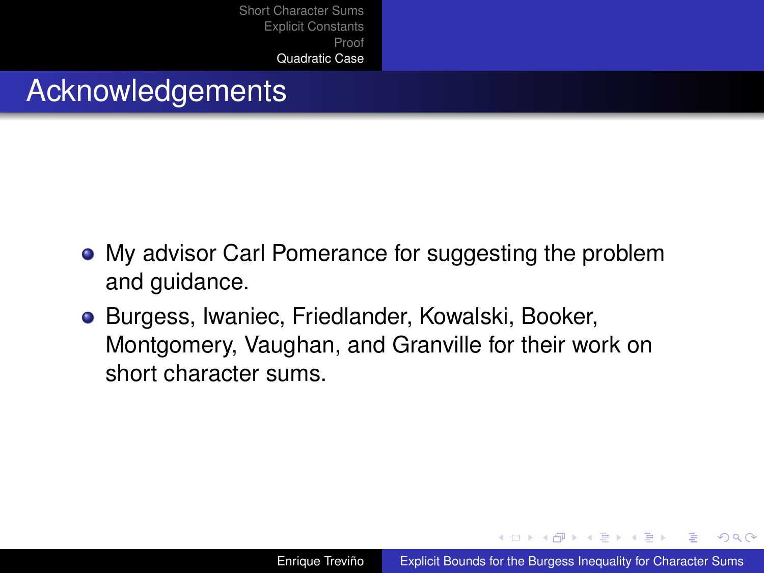# Acknowledgements

- My advisor Carl Pomerance for suggesting the problem and guidance.
- Burgess, Iwaniec, Friedlander, Kowalski, Booker, Montgomery, Vaughan, and Granville for their work on short character sums.